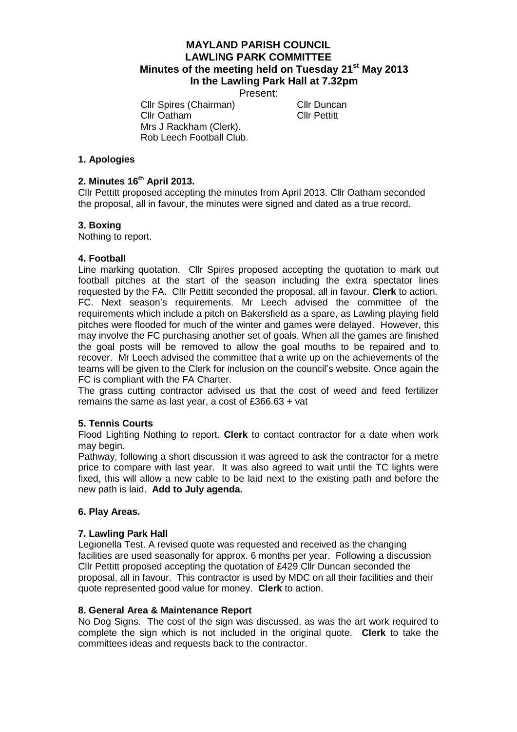# MAYLAND PARISH COUNCIL
## LAWLING PARK COMMITTEE
### Minutes of the meeting held on Tuesday 21st May 2013
### In the Lawling Park Hall at 7.32pm

Present:

| | |
|---|---|
| Cllr Spires (Chairman) | Cllr Duncan |
| Cllr Oatham | Cllr Pettitt |
| Mrs J Rackham (Clerk). | |
| Rob Leech Football Club. | |

**1. Apologies**

**2. Minutes 16th April 2013.**

Cllr Pettitt proposed accepting the minutes from April 2013. Cllr Oatham seconded the proposal, all in favour, the minutes were signed and dated as a true record.

**3. Boxing**

Nothing to report.

**4. Football**

Line marking quotation. Cllr Spires proposed accepting the quotation to mark out football pitches at the start of the season including the extra spectator lines requested by the FA. Cllr Pettitt seconded the proposal, all in favour. **Clerk** to action. FC. Next season's requirements. Mr Leech advised the committee of the requirements which include a pitch on Bakersfield as a spare, as Lawling playing field pitches were flooded for much of the winter and games were delayed. However, this may involve the FC purchasing another set of goals. When all the games are finished the goal posts will be removed to allow the goal mouths to be repaired and to recover. Mr Leech advised the committee that a write up on the achievements of the teams will be given to the Clerk for inclusion on the council's website. Once again the FC is compliant with the FA Charter.

The grass cutting contractor advised us that the cost of weed and feed fertilizer remains the same as last year, a cost of £366.63 + vat

**5. Tennis Courts**

Flood Lighting Nothing to report. **Clerk** to contact contractor for a date when work may begin.

Pathway, following a short discussion it was agreed to ask the contractor for a metre price to compare with last year. It was also agreed to wait until the TC lights were fixed, this will allow a new cable to be laid next to the existing path and before the new path is laid. **Add to July agenda.**

**6. Play Areas.**

**7. Lawling Park Hall**

Legionella Test. A revised quote was requested and received as the changing facilities are used seasonally for approx. 6 months per year. Following a discussion Cllr Pettitt proposed accepting the quotation of £429 Cllr Duncan seconded the proposal, all in favour. This contractor is used by MDC on all their facilities and their quote represented good value for money. **Clerk** to action.

**8. General Area & Maintenance Report**

No Dog Signs. The cost of the sign was discussed, as was the art work required to complete the sign which is not included in the original quote. **Clerk** to take the committees ideas and requests back to the contractor.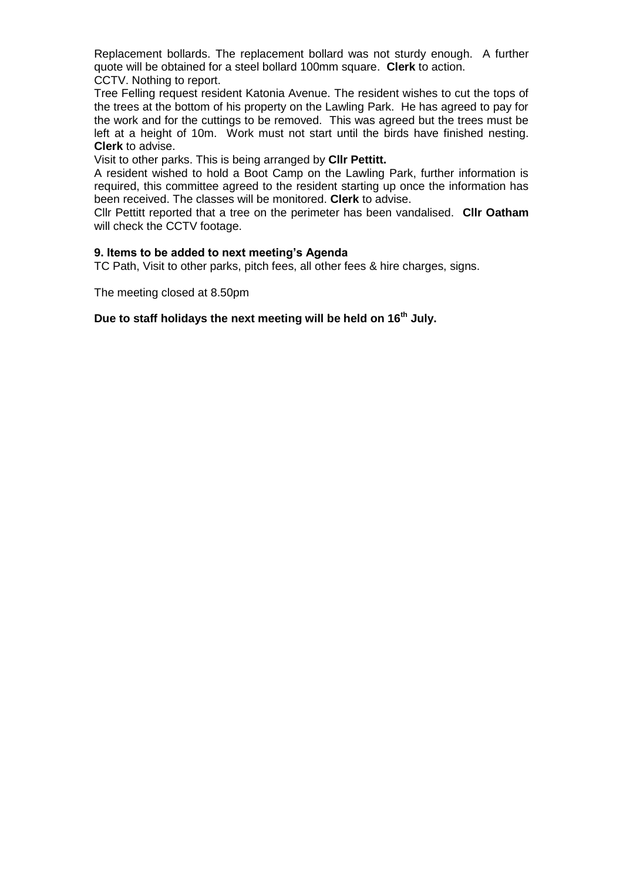Replacement bollards. The replacement bollard was not sturdy enough. A further quote will be obtained for a steel bollard 100mm square. **Clerk** to action.

CCTV. Nothing to report.

Tree Felling request resident Katonia Avenue. The resident wishes to cut the tops of the trees at the bottom of his property on the Lawling Park. He has agreed to pay for the work and for the cuttings to be removed. This was agreed but the trees must be left at a height of 10m. Work must not start until the birds have finished nesting. **Clerk** to advise.

Visit to other parks. This is being arranged by **Cllr Pettitt.**

A resident wished to hold a Boot Camp on the Lawling Park, further information is required, this committee agreed to the resident starting up once the information has been received. The classes will be monitored. **Clerk** to advise.

Cllr Pettitt reported that a tree on the perimeter has been vandalised. **Cllr Oatham** will check the CCTV footage.

**9. Items to be added to next meeting's Agenda**

TC Path, Visit to other parks, pitch fees, all other fees & hire charges, signs.

The meeting closed at 8.50pm

**Due to staff holidays the next meeting will be held on 16th July.**